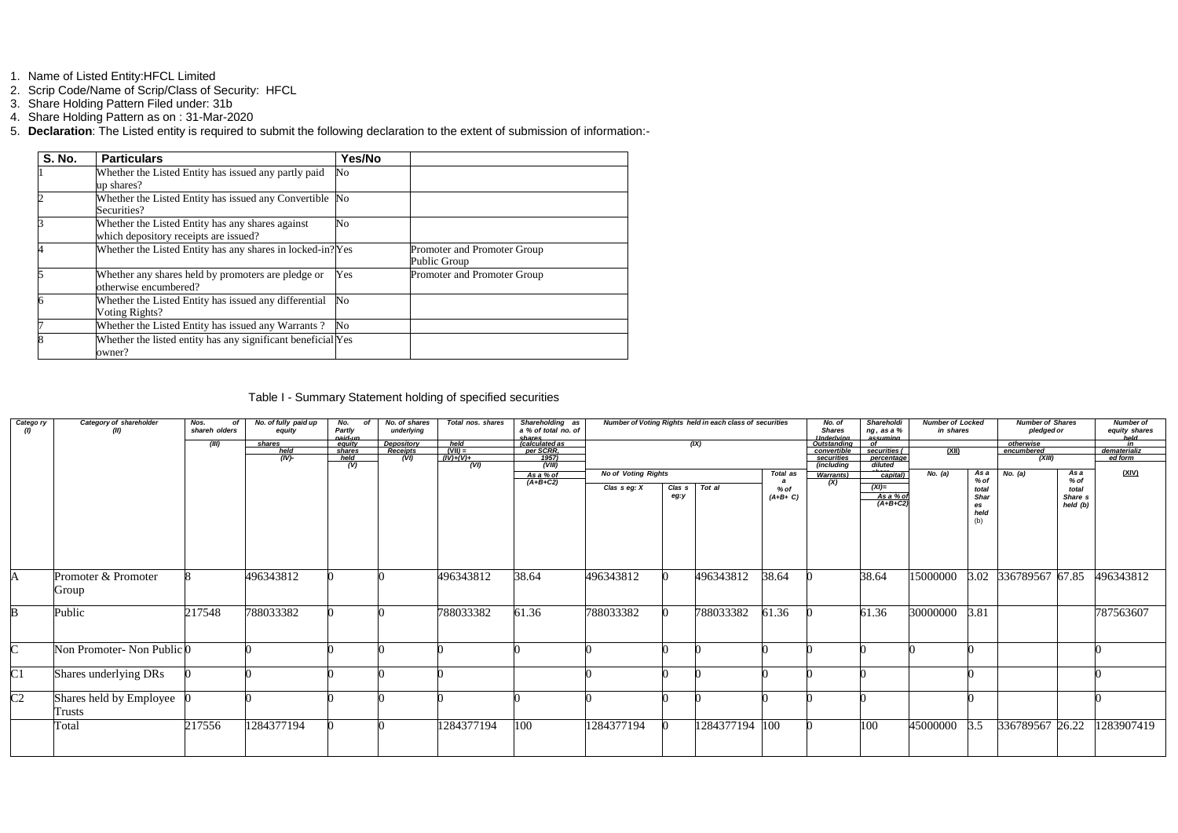1. Name of Listed Entity:HFCL Limited
2. Scrip Code/Name of Scrip/Class of Security: HFCL
3. Share Holding Pattern Filed under: 31b
4. Share Holding Pattern as on : 31-Mar-2020
5. **Declaration**: The Listed entity is required to submit the following declaration to the extent of submission of information:-

| S. No. | Particulars | Yes/No | |
|---|---|---|---|
| 1 | Whether the Listed Entity has issued any partly paid up shares? | No | |
| 2 | Whether the Listed Entity has issued any Convertible Securities? | No | |
| 3 | Whether the Listed Entity has any shares against which depository receipts are issued? | No | |
| 4 | Whether the Listed Entity has any shares in locked-in? | Yes | Promoter and Promoter Group Public Group |
| 5 | Whether any shares held by promoters are pledge or otherwise encumbered? | Yes | Promoter and Promoter Group |
| 6 | Whether the Listed Entity has issued any differential Voting Rights? | No | |
| 7 | Whether the Listed Entity has issued any Warrants ? | No | |
| 8 | Whether the listed entity has any significant beneficial owner? | Yes | |

Table I - Summary Statement holding of specified securities

| Category (I) | Category of shareholder (II) | Nos. of shareholders (III) | No. of fully paid up equity shares held (IV) | No. of Partly paid-up equity shares held (V) | No. of shares underlying Depository Receipts (VI) | Total nos. shares held (VII) = (IV)+(V)+(VI) | Shareholding as a % of total no. of shares (calculated as per SCRR, 1957) (VIII) As a % of (A+B+C2) | Number of Voting Rights held in each class of securities (IX) | | | | No. of Shares Underlying Outstanding convertible securities (including Warrants) (X) | Shareholding, as a % assuming full conversion of convertible securities (as a percentage of diluted share capital) (XI)= (VII)+(X) As a % of (A+B+C2) | Number of Locked in shares (XII) | | Number of Shares pledged or otherwise encumbered (XIII) | | Number of equity shares held in dematerialized form (XIV) |
|---|---|---|---|---|---|---|---|---|---|---|---|---|---|---|---|---|---|---|
| | | | | | | | | No of Voting Rights | | | Total as a % of (A+B+C) | | | No. (a) | As a % of total Shares held (b) | No. (a) | As a % of total Shares held (b) | |
| | | | | | | | | Class eg: X | Class eg:y | Total | | | | | | | | |
| A | Promoter & Promoter Group | 8 | 496343812 | 0 | 0 | 496343812 | 38.64 | 496343812 | 0 | 496343812 | 38.64 | 0 | 38.64 | 15000000 | 3.02 | 336789567 | 67.85 | 496343812 |
| B | Public | 217548 | 788033382 | 0 | 0 | 788033382 | 61.36 | 788033382 | 0 | 788033382 | 61.36 | 0 | 61.36 | 30000000 | 3.81 | | | 787563607 |
| C | Non Promoter- Non Public | 0 | 0 | 0 | 0 | 0 | 0 | 0 | 0 | 0 | 0 | 0 | 0 | 0 | 0 | | | 0 |
| C1 | Shares underlying DRs | 0 | 0 | 0 | 0 | 0 | | 0 | 0 | 0 | 0 | 0 | 0 | | 0 | | | 0 |
| C2 | Shares held by Employee Trusts | 0 | 0 | 0 | 0 | 0 | 0 | 0 | 0 | 0 | 0 | 0 | 0 | | 0 | | | 0 |
| | Total | 217556 | 1284377194 | 0 | 0 | 1284377194 | 100 | 1284377194 | 0 | 1284377194 | 100 | 0 | 100 | 45000000 | 3.5 | 336789567 | 26.22 | 1283907419 |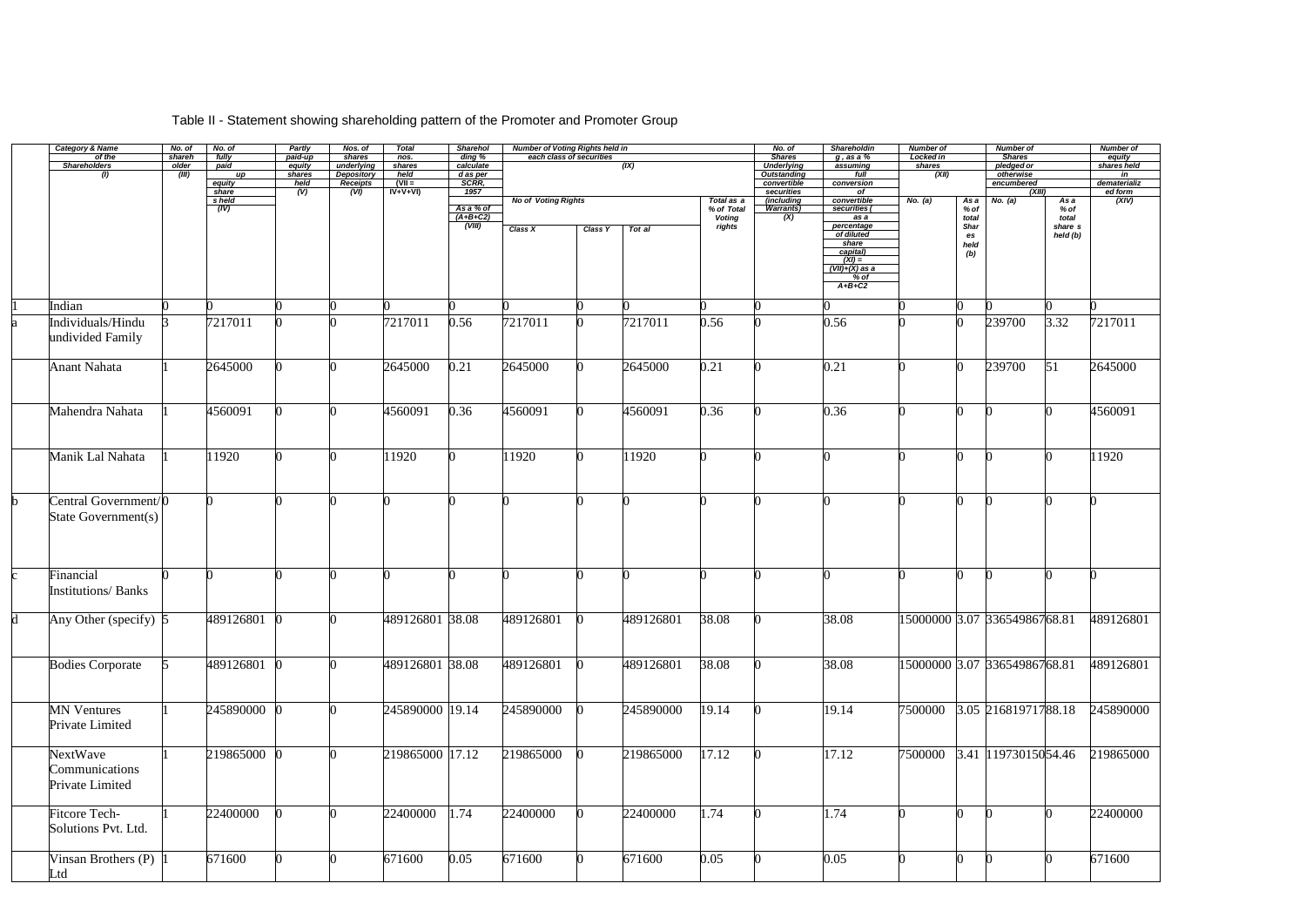Table II - Statement showing shareholding pattern of the Promoter and Promoter Group

| | Category & Name of the Shareholders (I) | No. of shareholder (III) | No. of fully paid up equity share s held (IV) | Partly paid-up equity shares held (V) | Nos. of shares underlying Depository Receipts (VI) | Total nos. shares held (VII = IV+V+VI) | Shareholding % calculated as per SCRR, 1957 As a % of (A+B+C2) (VIII) | Number of Voting Rights held in each class of securities (IX) | | | | No. of Shares Underlying Outstanding convertible securities (including Warrants) (X) | Shareholding , as a % assuming full conversion of convertible securities ( as a percentage of diluted share capital) (XI) = (VII)+(X) as a % of A+B+C2 | Number of Locked in shares (XII) | | Number of Shares pledged or otherwise encumbered (XIII) | | Number of equity shares held in dematerialized form (XIV) |
|---|---|---|---|---|---|---|---|---|---|---|---|---|---|---|---|---|---|---|
| | | | | | | | | No of Voting Rights | | | Total as a % of Total Voting rights | | | No. (a) | As a % of total Shares held (b) | No. (a) | As a % of total share s held (b) | |
| | | | | | | | | Class X | Class Y | Tot al | | | | | | | | |
| 1 | Indian | 0 | 0 | 0 | 0 | 0 | 0 | 0 | 0 | 0 | 0 | 0 | 0 | 0 | 0 | 0 | 0 | 0 |
| a | Individuals/Hindu undivided Family | 3 | 7217011 | 0 | 0 | 7217011 | 0.56 | 7217011 | 0 | 7217011 | 0.56 | 0 | 0.56 | 0 | 0 | 239700 | 3.32 | 7217011 |
| | Anant Nahata | 1 | 2645000 | 0 | 0 | 2645000 | 0.21 | 2645000 | 0 | 2645000 | 0.21 | 0 | 0.21 | 0 | 0 | 239700 | 51 | 2645000 |
| | Mahendra Nahata | 1 | 4560091 | 0 | 0 | 4560091 | 0.36 | 4560091 | 0 | 4560091 | 0.36 | 0 | 0.36 | 0 | 0 | 0 | 0 | 4560091 |
| | Manik Lal Nahata | 1 | 11920 | 0 | 0 | 11920 | 0 | 11920 | 0 | 11920 | 0 | 0 | 0 | 0 | 0 | 0 | 0 | 11920 |
| b | Central Government/ State Government(s) | 0 | 0 | 0 | 0 | 0 | 0 | 0 | 0 | 0 | 0 | 0 | 0 | 0 | 0 | 0 | 0 | 0 |
| c | Financial Institutions/ Banks | 0 | 0 | 0 | 0 | 0 | 0 | 0 | 0 | 0 | 0 | 0 | 0 | 0 | 0 | 0 | 0 | 0 |
| d | Any Other (specify) | 5 | 489126801 | 0 | 0 | 489126801 | 38.08 | 489126801 | 0 | 489126801 | 38.08 | 0 | 38.08 | 15000000 | 3.07 | 336549867 | 68.81 | 489126801 |
| | Bodies Corporate | 5 | 489126801 | 0 | 0 | 489126801 | 38.08 | 489126801 | 0 | 489126801 | 38.08 | 0 | 38.08 | 15000000 | 3.07 | 336549867 | 68.81 | 489126801 |
| | MN Ventures Private Limited | 1 | 245890000 | 0 | 0 | 245890000 | 19.14 | 245890000 | 0 | 245890000 | 19.14 | 0 | 19.14 | 7500000 | 3.05 | 216819717 | 88.18 | 245890000 |
| | NextWave Communications Private Limited | 1 | 219865000 | 0 | 0 | 219865000 | 17.12 | 219865000 | 0 | 219865000 | 17.12 | 0 | 17.12 | 7500000 | 3.41 | 119730150 | 54.46 | 219865000 |
| | Fitcore Tech-Solutions Pvt. Ltd. | 1 | 22400000 | 0 | 0 | 22400000 | 1.74 | 22400000 | 0 | 22400000 | 1.74 | 0 | 1.74 | 0 | 0 | 0 | 0 | 22400000 |
| | Vinsan Brothers (P) Ltd | 1 | 671600 | 0 | 0 | 671600 | 0.05 | 671600 | 0 | 671600 | 0.05 | 0 | 0.05 | 0 | 0 | 0 | 0 | 671600 |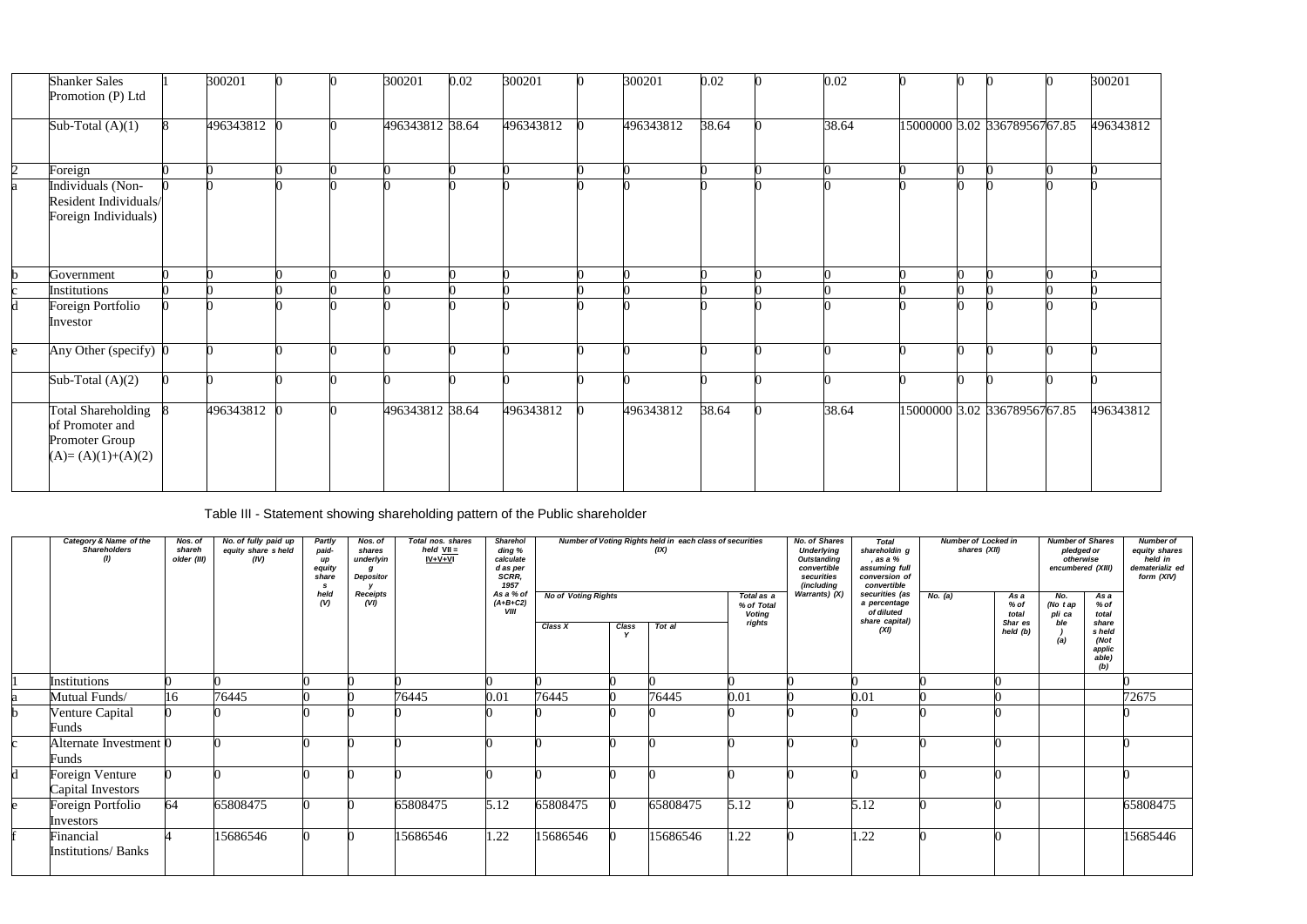| | Shanker Sales Promotion (P) Ltd | 1 | 300201 | 0 | 0 | 300201 | 0.02 | 300201 | 0 | 300201 | 0.02 | 0 | 0.02 | 0 | 0 | 0 | 0 | 300201 |
|---|---|---|---|---|---|---|---|---|---|---|---|---|---|---|---|---|---|---|
| | Sub-Total (A)(1) | 8 | 496343812 | 0 | 0 | 496343812 | 38.64 | 496343812 | 0 | 496343812 | 38.64 | 0 | 38.64 | 15000000 | 3.02 | 336789567 | 67.85 | 496343812 |
| 2 | Foreign | 0 | 0 | 0 | 0 | 0 | 0 | 0 | 0 | 0 | 0 | 0 | 0 | 0 | 0 | 0 | 0 | 0 |
| a | Individuals (Non-Resident Individuals/ Foreign Individuals) | 0 | 0 | 0 | 0 | 0 | 0 | 0 | 0 | 0 | 0 | 0 | 0 | 0 | 0 | 0 | 0 | 0 |
| b | Government | 0 | 0 | 0 | 0 | 0 | 0 | 0 | 0 | 0 | 0 | 0 | 0 | 0 | 0 | 0 | 0 | 0 |
| c | Institutions | 0 | 0 | 0 | 0 | 0 | 0 | 0 | 0 | 0 | 0 | 0 | 0 | 0 | 0 | 0 | 0 | 0 |
| d | Foreign Portfolio Investor | 0 | 0 | 0 | 0 | 0 | 0 | 0 | 0 | 0 | 0 | 0 | 0 | 0 | 0 | 0 | 0 | 0 |
| e | Any Other (specify) | 0 | 0 | 0 | 0 | 0 | 0 | 0 | 0 | 0 | 0 | 0 | 0 | 0 | 0 | 0 | 0 | 0 |
| | Sub-Total (A)(2) | 0 | 0 | 0 | 0 | 0 | 0 | 0 | 0 | 0 | 0 | 0 | 0 | 0 | 0 | 0 | 0 | 0 |
| | Total Shareholding of Promoter and Promoter Group (A)= (A)(1)+(A)(2) | 8 | 496343812 | 0 | 0 | 496343812 | 38.64 | 496343812 | 0 | 496343812 | 38.64 | 0 | 38.64 | 15000000 | 3.02 | 336789567 | 67.85 | 496343812 |

Table III - Statement showing shareholding pattern of the Public shareholder

| | Category & Name of the Shareholders (I) | Nos. of shareholder (III) | No. of fully paid up equity shares held (IV) | Partly paid-up equity shares held (V) | Nos. of shares underlying Depository Receipts (VI) | Total nos. shares held VII = IV+V+VI | Shareholding % calculated as per SCRR, 1957 As a % of (A+B+C2) VIII | Number of Voting Rights held in each class of securities (IX) | | | | No. of Shares Underlying Outstanding convertible securities (including Warrants) (X) | Total shareholding, as a % assuming full conversion of convertible securities (as a percentage of diluted share capital) (XI) | Number of Locked in shares (XII) | | Number of Shares pledged or otherwise encumbered (XIII) | | Number of equity shares held in dematerialized form (XIV) |
|---|---|---|---|---|---|---|---|---|---|---|---|---|---|---|---|---|---|---|
| | | | | | | | | No of Voting Rights | | | Total as a % of Total Voting rights | | | No. (a) | As a % of total Shares held (b) | No. (Not applicable) (a) | As a % of total shares held (Not applicable) (b) | |
| | | | | | | | | Class X | Class Y | Total | | | | | | | | |
| 1 | Institutions | 0 | 0 | 0 | 0 | 0 | 0 | 0 | 0 | 0 | 0 | 0 | 0 | 0 | 0 | | | 0 |
| a | Mutual Funds/ | 16 | 76445 | 0 | 0 | 76445 | 0.01 | 76445 | 0 | 76445 | 0.01 | 0 | 0.01 | 0 | 0 | | | 72675 |
| b | Venture Capital Funds | 0 | 0 | 0 | 0 | 0 | 0 | 0 | 0 | 0 | 0 | 0 | 0 | 0 | 0 | | | 0 |
| c | Alternate Investment Funds | 0 | 0 | 0 | 0 | 0 | 0 | 0 | 0 | 0 | 0 | 0 | 0 | 0 | 0 | | | 0 |
| d | Foreign Venture Capital Investors | 0 | 0 | 0 | 0 | 0 | 0 | 0 | 0 | 0 | 0 | 0 | 0 | 0 | 0 | | | 0 |
| e | Foreign Portfolio Investors | 64 | 65808475 | 0 | 0 | 65808475 | 5.12 | 65808475 | 0 | 65808475 | 5.12 | 0 | 5.12 | 0 | 0 | | | 65808475 |
| f | Financial Institutions/ Banks | 4 | 15686546 | 0 | 0 | 15686546 | 1.22 | 15686546 | 0 | 15686546 | 1.22 | 0 | 1.22 | 0 | 0 | | | 15685446 |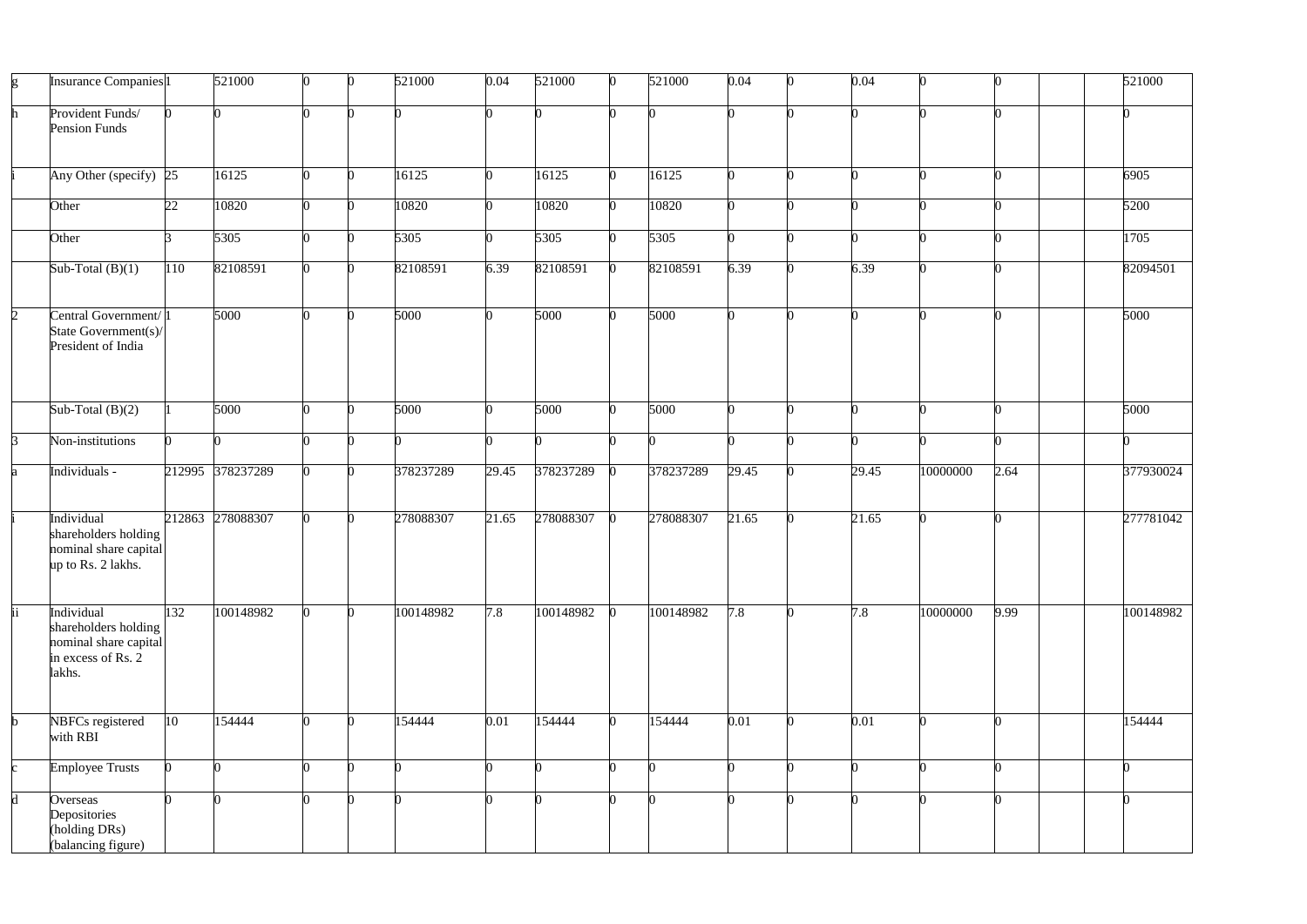| | | | | | | | | | | | | | | | | | | |
|---|---|---|---|---|---|---|---|---|---|---|---|---|---|---|---|---|---|---|
| g | Insurance Companies | 1 | 521000 | 0 | 0 | 521000 | 0.04 | 521000 | 0 | 521000 | 0.04 | 0 | 0.04 | 0 | 0 | | | 521000 |
| h | Provident Funds/ Pension Funds | 0 | 0 | 0 | 0 | 0 | 0 | 0 | 0 | 0 | 0 | 0 | 0 | 0 | 0 | | | 0 |
| i | Any Other (specify) | 25 | 16125 | 0 | 0 | 16125 | 0 | 16125 | 0 | 16125 | 0 | 0 | 0 | 0 | 0 | | | 6905 |
| | Other | 22 | 10820 | 0 | 0 | 10820 | 0 | 10820 | 0 | 10820 | 0 | 0 | 0 | 0 | 0 | | | 5200 |
| | Other | 3 | 5305 | 0 | 0 | 5305 | 0 | 5305 | 0 | 5305 | 0 | 0 | 0 | 0 | 0 | | | 1705 |
| | Sub-Total (B)(1) | 110 | 82108591 | 0 | 0 | 82108591 | 6.39 | 82108591 | 0 | 82108591 | 6.39 | 0 | 6.39 | 0 | 0 | | | 82094501 |
| 2 | Central Government/ State Government(s)/ President of India | 1 | 5000 | 0 | 0 | 5000 | 0 | 5000 | 0 | 5000 | 0 | 0 | 0 | 0 | 0 | | | 5000 |
| | Sub-Total (B)(2) | 1 | 5000 | 0 | 0 | 5000 | 0 | 5000 | 0 | 5000 | 0 | 0 | 0 | 0 | 0 | | | 5000 |
| 3 | Non-institutions | 0 | 0 | 0 | 0 | 0 | 0 | 0 | 0 | 0 | 0 | 0 | 0 | 0 | 0 | | | 0 |
| a | Individuals - | 212995 | 378237289 | 0 | 0 | 378237289 | 29.45 | 378237289 | 0 | 378237289 | 29.45 | 0 | 29.45 | 10000000 | 2.64 | | | 377930024 |
| i | Individual shareholders holding nominal share capital up to Rs. 2 lakhs. | 212863 | 278088307 | 0 | 0 | 278088307 | 21.65 | 278088307 | 0 | 278088307 | 21.65 | 0 | 21.65 | 0 | 0 | | | 277781042 |
| ii | Individual shareholders holding nominal share capital in excess of Rs. 2 lakhs. | 132 | 100148982 | 0 | 0 | 100148982 | 7.8 | 100148982 | 0 | 100148982 | 7.8 | 0 | 7.8 | 10000000 | 9.99 | | | 100148982 |
| b | NBFCs registered with RBI | 10 | 154444 | 0 | 0 | 154444 | 0.01 | 154444 | 0 | 154444 | 0.01 | 0 | 0.01 | 0 | 0 | | | 154444 |
| c | Employee Trusts | 0 | 0 | 0 | 0 | 0 | 0 | 0 | 0 | 0 | 0 | 0 | 0 | 0 | 0 | | | 0 |
| d | Overseas Depositories (holding DRs) (balancing figure) | 0 | 0 | 0 | 0 | 0 | 0 | 0 | 0 | 0 | 0 | 0 | 0 | 0 | 0 | | | 0 |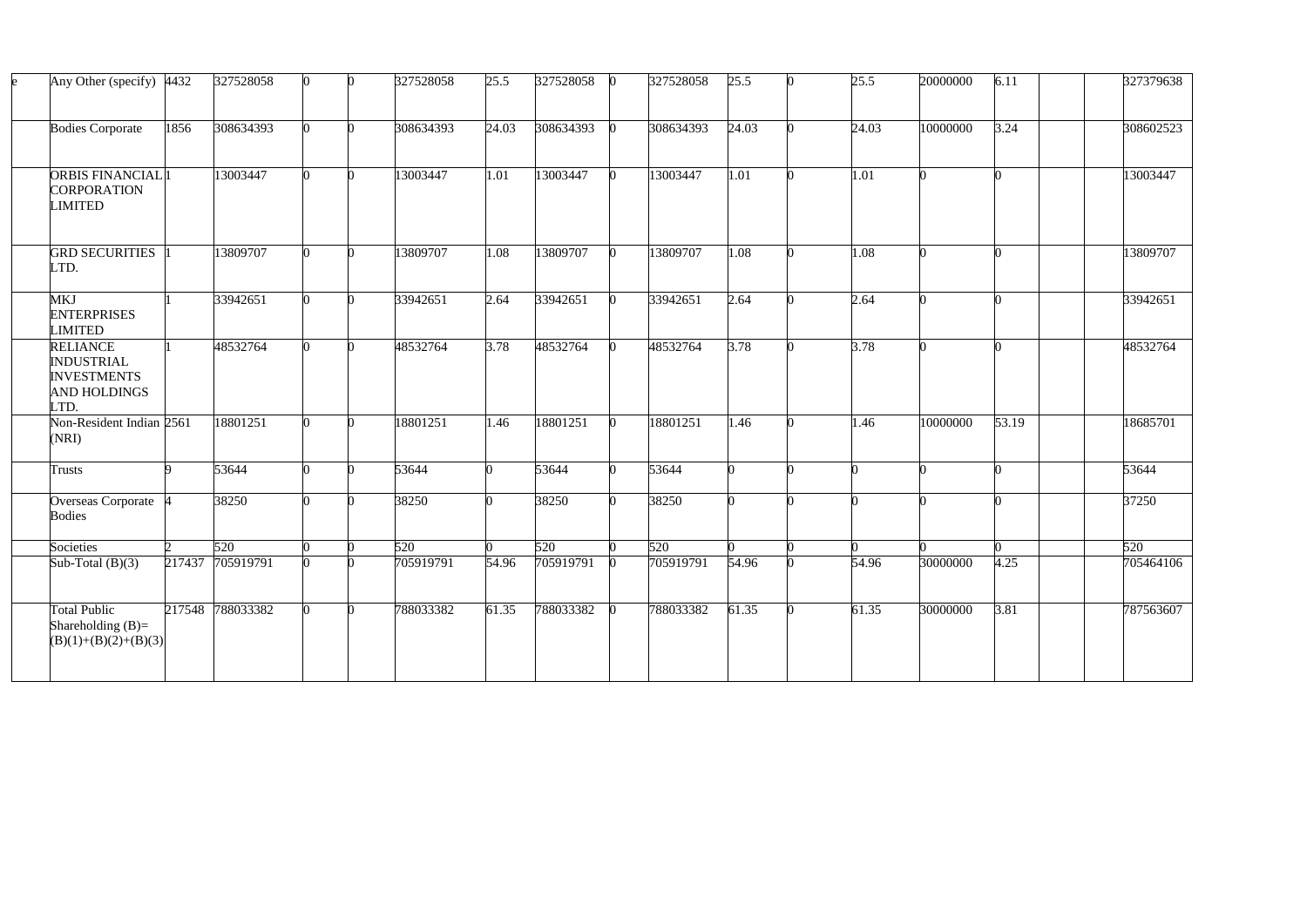| e | Any Other (specify) | 4432 | 327528058 | 0 | 0 | 327528058 | 25.5 | 327528058 | 0 | 327528058 | 25.5 | 0 | 25.5 | 20000000 | 6.11 | | | 327379638 |
|---|---|---|---|---|---|---|---|---|---|---|---|---|---|---|---|---|---|---|
| | Bodies Corporate | 1856 | 308634393 | 0 | 0 | 308634393 | 24.03 | 308634393 | 0 | 308634393 | 24.03 | 0 | 24.03 | 10000000 | 3.24 | | | 308602523 |
| | ORBIS FINANCIAL CORPORATION LIMITED | 1 | 13003447 | 0 | 0 | 13003447 | 1.01 | 13003447 | 0 | 13003447 | 1.01 | 0 | 1.01 | 0 | 0 | | | 13003447 |
| | GRD SECURITIES LTD. | 1 | 13809707 | 0 | 0 | 13809707 | 1.08 | 13809707 | 0 | 13809707 | 1.08 | 0 | 1.08 | 0 | 0 | | | 13809707 |
| | MKJ ENTERPRISES LIMITED | 1 | 33942651 | 0 | 0 | 33942651 | 2.64 | 33942651 | 0 | 33942651 | 2.64 | 0 | 2.64 | 0 | 0 | | | 33942651 |
| | RELIANCE INDUSTRIAL INVESTMENTS AND HOLDINGS LTD. | 1 | 48532764 | 0 | 0 | 48532764 | 3.78 | 48532764 | 0 | 48532764 | 3.78 | 0 | 3.78 | 0 | 0 | | | 48532764 |
| | Non-Resident Indian (NRI) | 2561 | 18801251 | 0 | 0 | 18801251 | 1.46 | 18801251 | 0 | 18801251 | 1.46 | 0 | 1.46 | 10000000 | 53.19 | | | 18685701 |
| | Trusts | 9 | 53644 | 0 | 0 | 53644 | 0 | 53644 | 0 | 53644 | 0 | 0 | 0 | 0 | 0 | | | 53644 |
| | Overseas Corporate Bodies | 4 | 38250 | 0 | 0 | 38250 | 0 | 38250 | 0 | 38250 | 0 | 0 | 0 | 0 | 0 | | | 37250 |
| | Societies | 2 | 520 | 0 | 0 | 520 | 0 | 520 | 0 | 520 | 0 | 0 | 0 | 0 | 0 | | | 520 |
| | Sub-Total (B)(3) | 217437 | 705919791 | 0 | 0 | 705919791 | 54.96 | 705919791 | 0 | 705919791 | 54.96 | 0 | 54.96 | 30000000 | 4.25 | | | 705464106 |
| | Total Public Shareholding (B)=(B)(1)+(B)(2)+(B)(3) | 217548 | 788033382 | 0 | 0 | 788033382 | 61.35 | 788033382 | 0 | 788033382 | 61.35 | 0 | 61.35 | 30000000 | 3.81 | | | 787563607 |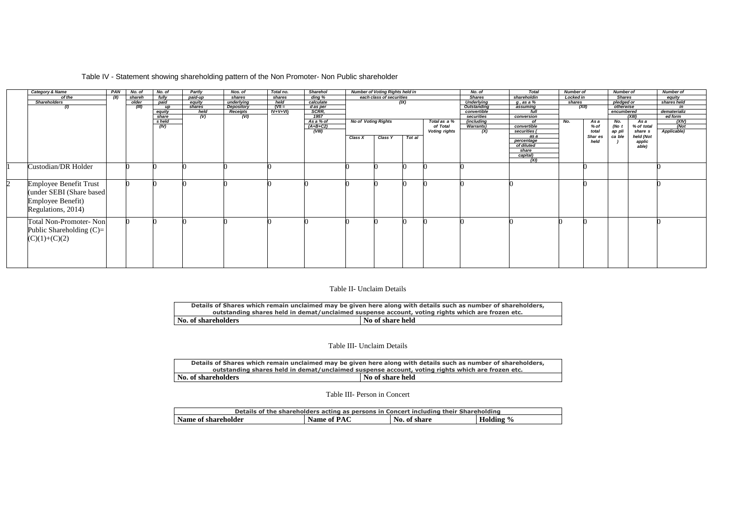Table IV - Statement showing shareholding pattern of the Non Promoter- Non Public shareholder

| | Category & Name of the Shareholders (I) | PAN (II) | No. of shareholder (III) | No. of fully paid up equity shares held (IV) | Partly paid-up equity shares held (V) | Nos. of shares underlying Depository Receipts (VI) | Total no. shares held (VII = IV+V+VI) | Shareholding % calculated as per SCRR, 1957 As a % of (A+B+C2) (VIII) | Number of Voting Rights held in each class of securities (IX) | | | | No. of Shares Underlying Outstanding convertible securities (including Warrants) (X) | Total shareholding , as a % assuming full conversion of convertible securities ( as a percentage of diluted share capital) (XI) | Number of Locked in shares (XII) | | Number of Shares pledged or otherwise encumbered (XIII) | | Number of equity shares held in dematerialized form (XIV) (Not Applicable) |
|---|---|---|---|---|---|---|---|---|---|---|---|---|---|---|---|---|---|---|---|
| | | | | | | | | | No of Voting Rights | | | Total as a % of Total Voting rights | | | No. | As a % of total Shares held | No. (Not applicable) | As a % of total shares held (Not applicable) | |
| | | | | | | | | | Class X | Class Y | Total | | | | | | | | |
| 1 | Custodian/DR Holder | | 0 | 0 | 0 | 0 | 0 | | 0 | 0 | 0 | 0 | 0 | | | 0 | | | 0 |
| 2 | Employee Benefit Trust (under SEBI (Share based Employee Benefit) Regulations, 2014) | | 0 | 0 | 0 | 0 | 0 | 0 | 0 | 0 | 0 | 0 | 0 | 0 | | 0 | | | 0 |
| | Total Non-Promoter- Non Public Shareholding (C)= (C)(1)+(C)(2) | | 0 | 0 | 0 | 0 | 0 | 0 | 0 | 0 | 0 | 0 | 0 | 0 | 0 | 0 | | | 0 |

Table II- Unclaim Details

| Details of Shares which remain unclaimed may be given here along with details such as number of shareholders, outstanding shares held in demat/unclaimed suspense account, voting rights which are frozen etc. | |
|---|---|
| **No. of shareholders** | **No of share held** |

Table III- Unclaim Details

| Details of Shares which remain unclaimed may be given here along with details such as number of shareholders, outstanding shares held in demat/unclaimed suspense account, voting rights which are frozen etc. | |
|---|---|
| **No. of shareholders** | **No of share held** |

Table III- Person in Concert

| Details of the shareholders acting as persons in Concert including their Shareholding | | | |
|---|---|---|---|
| **Name of shareholder** | **Name of PAC** | **No. of share** | **Holding %** |